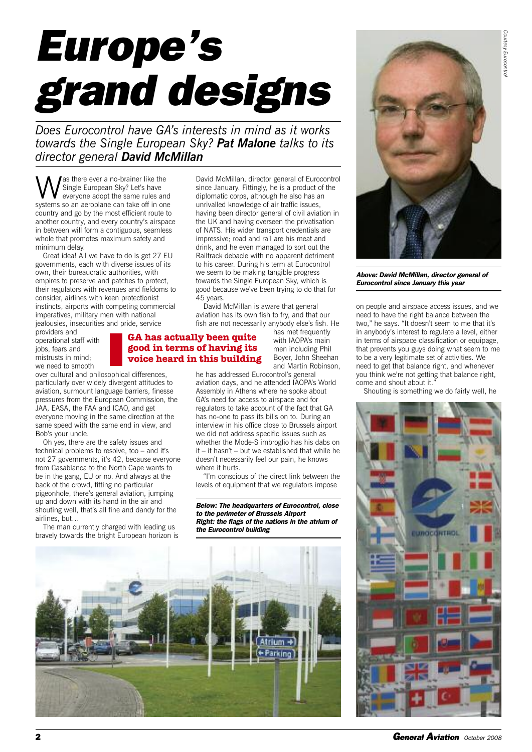# Europe's grand designs

*Does Eurocontrol have GA's interests in mind as it works towards the Single European Sky? **Pat Malone** talks to its director general **David McMillan***

Was there ever a no-brainer like the Single European Sky? Let's have everyone adopt the same rules and systems so an aeroplane can take off in one country and go by the most efficient route to another country, and every country's airspace in between will form a contiguous, seamless whole that promotes maximum safety and minimum delay.

Great idea! All we have to do is get 27 EU governments, each with diverse issues of its own, their bureaucratic authorities, with empires to preserve and patches to protect, their regulators with revenues and fiefdoms to consider, airlines with keen protectionist instincts, airports with competing commercial imperatives, military men with national jealousies, insecurities and pride, service providers and operational staff with jobs, fears and mistrusts in mind; we need to smooth over cultural and philosophical differences, particularly over widely divergent attitudes to aviation, surmount language barriers, finesse pressures from the European Commission, the JAA, EASA, the FAA and ICAO, and get everyone moving in the same direction at the same speed with the same end in view, and Bob's your uncle.

Oh yes, there are the safety issues and technical problems to resolve, too – and it's not 27 governments, it's 42, because everyone from Casablanca to the North Cape wants to be in the gang, EU or no. And always at the back of the crowd, fitting no particular pigeonhole, there's general aviation, jumping up and down with its hand in the air and shouting well, that's all fine and dandy for the airlines, but…

The man currently charged with leading us bravely towards the bright European horizon is David McMillan, director general of Eurocontrol since January. Fittingly, he is a product of the diplomatic corps, although he also has an unrivalled knowledge of air traffic issues, having been director general of civil aviation in the UK and having overseen the privatisation of NATS. His wider transport credentials are impressive; road and rail are his meat and drink, and he even managed to sort out the Railtrack debacle with no apparent detriment to his career. During his term at Eurocontrol we seem to be making tangible progress towards the Single European Sky, which is good because we've been trying to do that for 45 years.

**GA has actually been quite good in terms of having its voice heard in this building**

David McMillan is aware that general aviation has its own fish to fry, and that our fish are not necessarily anybody else's fish. He has met frequently with IAOPA's main men including Phil Boyer, John Sheehan and Martin Robinson, he has addressed Eurocontrol's general aviation days, and he attended IAOPA's World Assembly in Athens where he spoke about GA's need for access to airspace and for regulators to take account of the fact that GA has no-one to pass its bills on to. During an interview in his office close to Brussels airport we did not address specific issues such as whether the Mode-S imbroglio has his dabs on it – it hasn't – but we established that while he doesn't necessarily feel our pain, he knows where it hurts.

"I'm conscious of the direct link between the levels of equipment that we regulators impose on people and airspace access issues, and we need to have the right balance between the two," he says. "It doesn't seem to me that it's in anybody's interest to regulate a level, either in terms of airspace classification or equipage, that prevents you guys doing what seem to me to be a very legitimate set of activities. We need to get that balance right, and whenever you think we're not getting that balance right, come and shout about it."

Shouting is something we do fairly well, he

***Above: David McMillan, director general of Eurocontrol since January this year***

*Courtesy Eurocontrol*

***Below: The headquarters of Eurocontrol, close to the perimeter of Brussels Airport***
***Right: the flags of the nations in the atrium of the Eurocontrol building***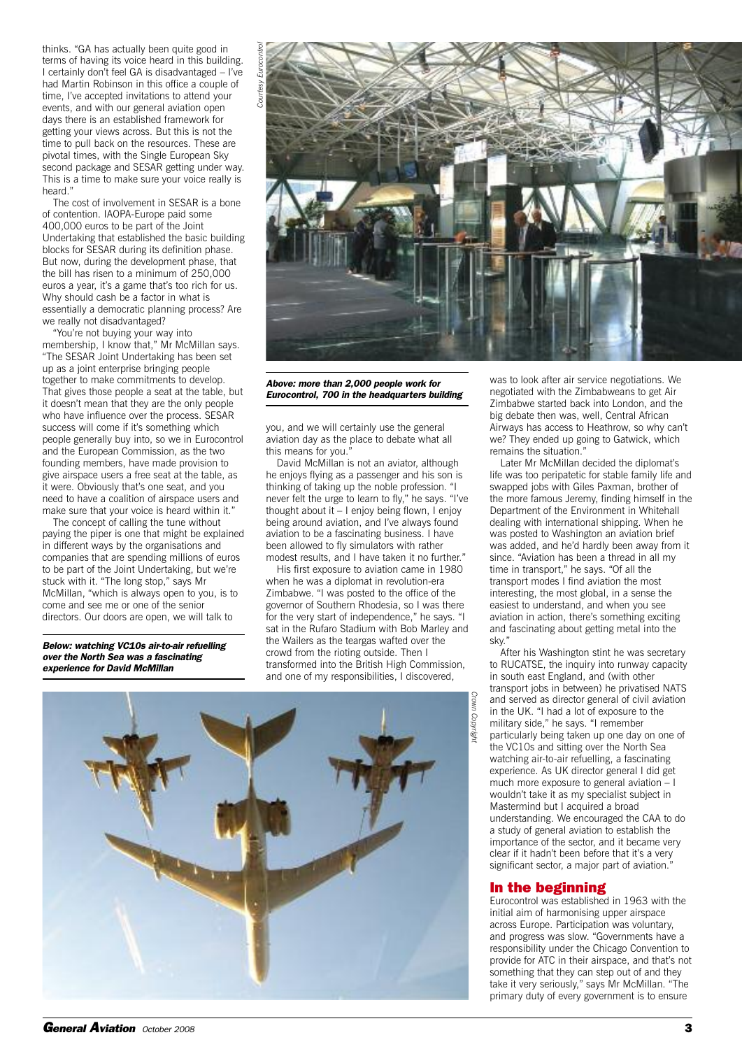thinks. "GA has actually been quite good in terms of having its voice heard in this building. I certainly don't feel GA is disadvantaged – I've had Martin Robinson in this office a couple of time, I've accepted invitations to attend your events, and with our general aviation open days there is an established framework for getting your views across. But this is not the time to pull back on the resources. These are pivotal times, with the Single European Sky second package and SESAR getting under way. This is a time to make sure your voice really is heard."

The cost of involvement in SESAR is a bone of contention. IAOPA-Europe paid some 400,000 euros to be part of the Joint Undertaking that established the basic building blocks for SESAR during its definition phase. But now, during the development phase, that the bill has risen to a minimum of 250,000 euros a year, it's a game that's too rich for us. Why should cash be a factor in what is essentially a democratic planning process? Are we really not disadvantaged?

"You're not buying your way into membership, I know that," Mr McMillan says. "The SESAR Joint Undertaking has been set up as a joint enterprise bringing people together to make commitments to develop. That gives those people a seat at the table, but it doesn't mean that they are the only people who have influence over the process. SESAR success will come if it's something which people generally buy into, so we in Eurocontrol and the European Commission, as the two founding members, have made provision to give airspace users a free seat at the table, as it were. Obviously that's one seat, and you need to have a coalition of airspace users and make sure that your voice is heard within it."

The concept of calling the tune without paying the piper is one that might be explained in different ways by the organisations and companies that are spending millions of euros to be part of the Joint Undertaking, but we're stuck with it. "The long stop," says Mr McMillan, "which is always open to you, is to come and see me or one of the senior directors. Our doors are open, we will talk to you, and we will certainly use the general aviation day as the place to debate what all this means for you."

*Courtesy Eurocontrol*

***Above: more than 2,000 people work for Eurocontrol, 700 in the headquarters building***

David McMillan is not an aviator, although he enjoys flying as a passenger and his son is thinking of taking up the noble profession. "I never felt the urge to learn to fly," he says. "I've thought about it – I enjoy being flown, I enjoy being around aviation, and I've always found aviation to be a fascinating business. I have been allowed to fly simulators with rather modest results, and I have taken it no further."

His first exposure to aviation came in 1980 when he was a diplomat in revolution-era Zimbabwe. "I was posted to the office of the governor of Southern Rhodesia, so I was there for the very start of independence," he says. "I sat in the Rufaro Stadium with Bob Marley and the Wailers as the teargas wafted over the crowd from the rioting outside. Then I transformed into the British High Commission, and one of my responsibilities, I discovered, was to look after air service negotiations. We negotiated with the Zimbabweans to get Air Zimbabwe started back into London, and the big debate then was, well, Central African Airways has access to Heathrow, so why can't we? They ended up going to Gatwick, which remains the situation."

Later Mr McMillan decided the diplomat's life was too peripatetic for stable family life and swapped jobs with Giles Paxman, brother of the more famous Jeremy, finding himself in the Department of the Environment in Whitehall dealing with international shipping. When he was posted to Washington an aviation brief was added, and he'd hardly been away from it since. "Aviation has been a thread in all my time in transport," he says. "Of all the transport modes I find aviation the most interesting, the most global, in a sense the easiest to understand, and when you see aviation in action, there's something exciting and fascinating about getting metal into the sky."

After his Washington stint he was secretary to RUCATSE, the inquiry into runway capacity in south east England, and (with other transport jobs in between) he privatised NATS and served as director general of civil aviation in the UK. "I had a lot of exposure to the military side," he says. "I remember particularly being taken up one day on one of the VC10s and sitting over the North Sea watching air-to-air refuelling, a fascinating experience. As UK director general I did get much more exposure to general aviation – I wouldn't take it as my specialist subject in Mastermind but I acquired a broad understanding. We encouraged the CAA to do a study of general aviation to establish the importance of the sector, and it became very clear if it hadn't been before that it's a very significant sector, a major part of aviation."

***Below: watching VC10s air-to-air refuelling over the North Sea was a fascinating experience for David McMillan***

*Crown Copyright*

## In the beginning

Eurocontrol was established in 1963 with the initial aim of harmonising upper airspace across Europe. Participation was voluntary, and progress was slow. "Governments have a responsibility under the Chicago Convention to provide for ATC in their airspace, and that's not something that they can step out of and they take it very seriously," says Mr McMillan. "The primary duty of every government is to ensure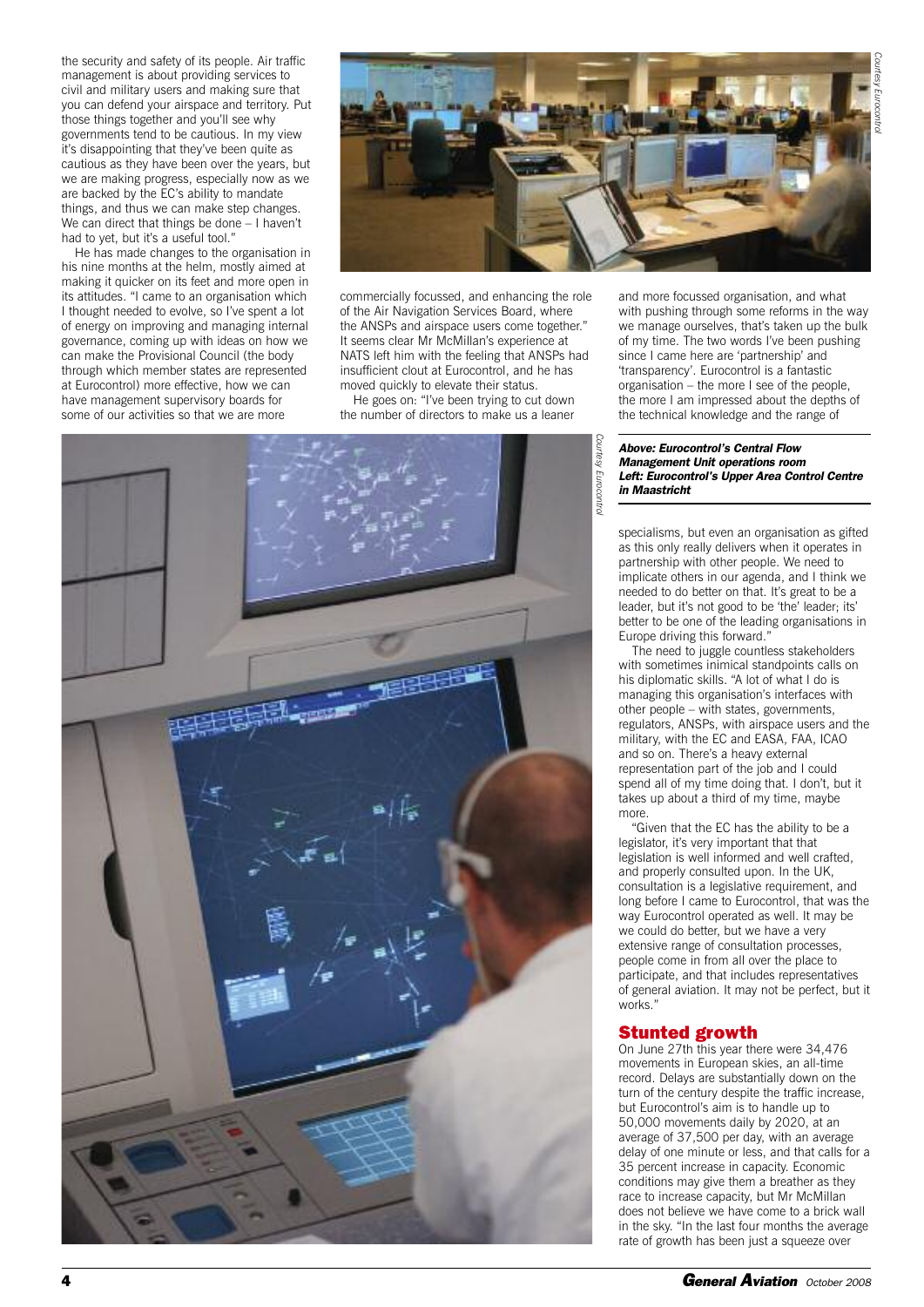the security and safety of its people. Air traffic management is about providing services to civil and military users and making sure that you can defend your airspace and territory. Put those things together and you'll see why governments tend to be cautious. In my view it's disappointing that they've been quite as cautious as they have been over the years, but we are making progress, especially now as we are backed by the EC's ability to mandate things, and thus we can make step changes. We can direct that things be done – I haven't had to yet, but it's a useful tool."

He has made changes to the organisation in his nine months at the helm, mostly aimed at making it quicker on its feet and more open in its attitudes. "I came to an organisation which I thought needed to evolve, so I've spent a lot of energy on improving and managing internal governance, coming up with ideas on how we can make the Provisional Council (the body through which member states are represented at Eurocontrol) more effective, how we can have management supervisory boards for some of our activities so that we are more commercially focussed, and enhancing the role of the Air Navigation Services Board, where the ANSPs and airspace users come together." It seems clear Mr McMillan's experience at NATS left him with the feeling that ANSPs had insufficient clout at Eurocontrol, and he has moved quickly to elevate their status.

He goes on: "I've been trying to cut down the number of directors to make us a leaner and more focussed organisation, and what with pushing through some reforms in the way we manage ourselves, that's taken up the bulk of my time. The two words I've been pushing since I came here are 'partnership' and 'transparency'. Eurocontrol is a fantastic organisation – the more I see of the people, the more I am impressed about the depths of the technical knowledge and the range of specialisms, but even an organisation as gifted as this only really delivers when it operates in partnership with other people. We need to implicate others in our agenda, and I think we needed to do better on that. It's great to be a leader, but it's not good to be 'the' leader; its' better to be one of the leading organisations in Europe driving this forward."

***Above: Eurocontrol's Central Flow Management Unit operations room***
***Left: Eurocontrol's Upper Area Control Centre in Maastricht***

The need to juggle countless stakeholders with sometimes inimical standpoints calls on his diplomatic skills. "A lot of what I do is managing this organisation's interfaces with other people – with states, governments, regulators, ANSPs, with airspace users and the military, with the EC and EASA, FAA, ICAO and so on. There's a heavy external representation part of the job and I could spend all of my time doing that. I don't, but it takes up about a third of my time, maybe more.

"Given that the EC has the ability to be a legislator, it's very important that that legislation is well informed and well crafted, and properly consulted upon. In the UK, consultation is a legislative requirement, and long before I came to Eurocontrol, that was the way Eurocontrol operated as well. It may be we could do better, but we have a very extensive range of consultation processes, people come in from all over the place to participate, and that includes representatives of general aviation. It may not be perfect, but it works."

## Stunted growth

On June 27th this year there were 34,476 movements in European skies, an all-time record. Delays are substantially down on the turn of the century despite the traffic increase, but Eurocontrol's aim is to handle up to 50,000 movements daily by 2020, at an average of 37,500 per day, with an average delay of one minute or less, and that calls for a 35 percent increase in capacity. Economic conditions may give them a breather as they race to increase capacity, but Mr McMillan does not believe we have come to a brick wall in the sky. "In the last four months the average rate of growth has been just a squeeze over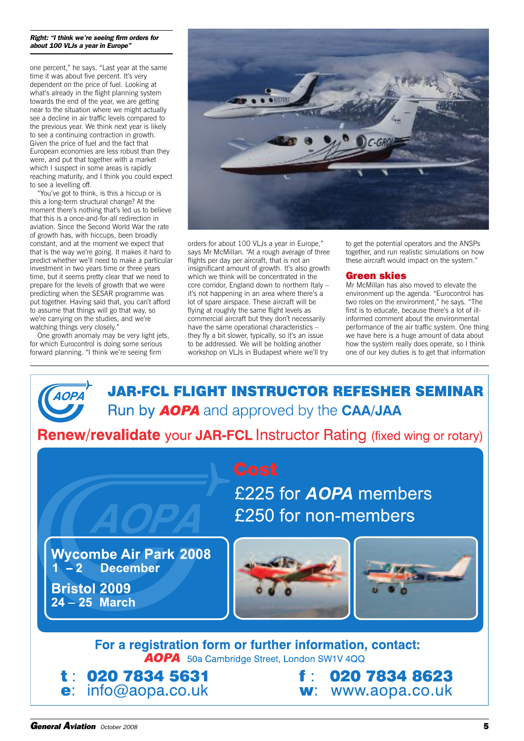*Right: "I think we're seeing firm orders for about 100 VLJs a year in Europe"*

one percent," he says. "Last year at the same time it was about five percent. It's very dependent on the price of fuel. Looking at what's already in the flight planning system towards the end of the year, we are getting near to the situation where we might actually see a decline in air traffic levels compared to the previous year. We think next year is likely to see a continuing contraction in growth. Given the price of fuel and the fact that European economies are less robust than they were, and put that together with a market which I suspect in some areas is rapidly reaching maturity, and I think you could expect to see a levelling off.

"You've got to think, is this a hiccup or is this a long-term structural change? At the moment there's nothing that's led us to believe that this is a once-and-for-all redirection in aviation. Since the Second World War the rate of growth has, with hiccups, been broadly constant, and at the moment we expect that that is the way we're going. It makes it hard to predict whether we'll need to make a particular investment in two years time or three years time, but it seems pretty clear that we need to prepare for the levels of growth that we were predicting when the SESAR programme was put together. Having said that, you can't afford to assume that things will go that way, so we're carrying on the studies, and we're watching things very closely."

One growth anomaly may be very light jets, for which Eurocontrol is doing some serious forward planning. "I think we're seeing firm orders for about 100 VLJs a year in Europe," says Mr McMillan. "At a rough average of three flights per day per aircraft, that is not an insignificant amount of growth. It's also growth which we think will be concentrated in the core corridor, England down to northern Italy – it's not happening in an area where there's a lot of spare airspace. These aircraft will be flying at roughly the same flight levels as commercial aircraft but they don't necessarily have the same operational characteristics – they fly a bit slower, typically, so it's an issue to be addressed. We will be holding another workshop on VLJs in Budapest where we'll try to get the potential operators and the ANSPs together, and run realistic simulations on how these aircraft would impact on the system."

## Green skies

Mr McMillan has also moved to elevate the environment up the agenda. "Eurocontrol has two roles on the environment," he says. "The first is to educate, because there's a lot of ill-informed comment about the environmental performance of the air traffic system. One thing we have here is a huge amount of data about how the system really does operate, so I think one of our key duties is to get that information

---

# JAR-FCL FLIGHT INSTRUCTOR REFESHER SEMINAR

Run by ***AOPA*** and approved by the **CAA/JAA**

**Renew/revalidate** your **JAR-FCL** Instructor Rating (fixed wing or rotary)

**Cost**

£225 for ***AOPA*** members
£250 for non-members

**Wycombe Air Park 2008**
**1 – 2 December**

**Bristol 2009**
**24 – 25 March**

**For a registration form or further information, contact:**
***AOPA*** 50a Cambridge Street, London SW1V 4QQ

**t**: **020 7834 5631**
**f**: **020 7834 8623**
**e**: info@aopa.co.uk
**w**: www.aopa.co.uk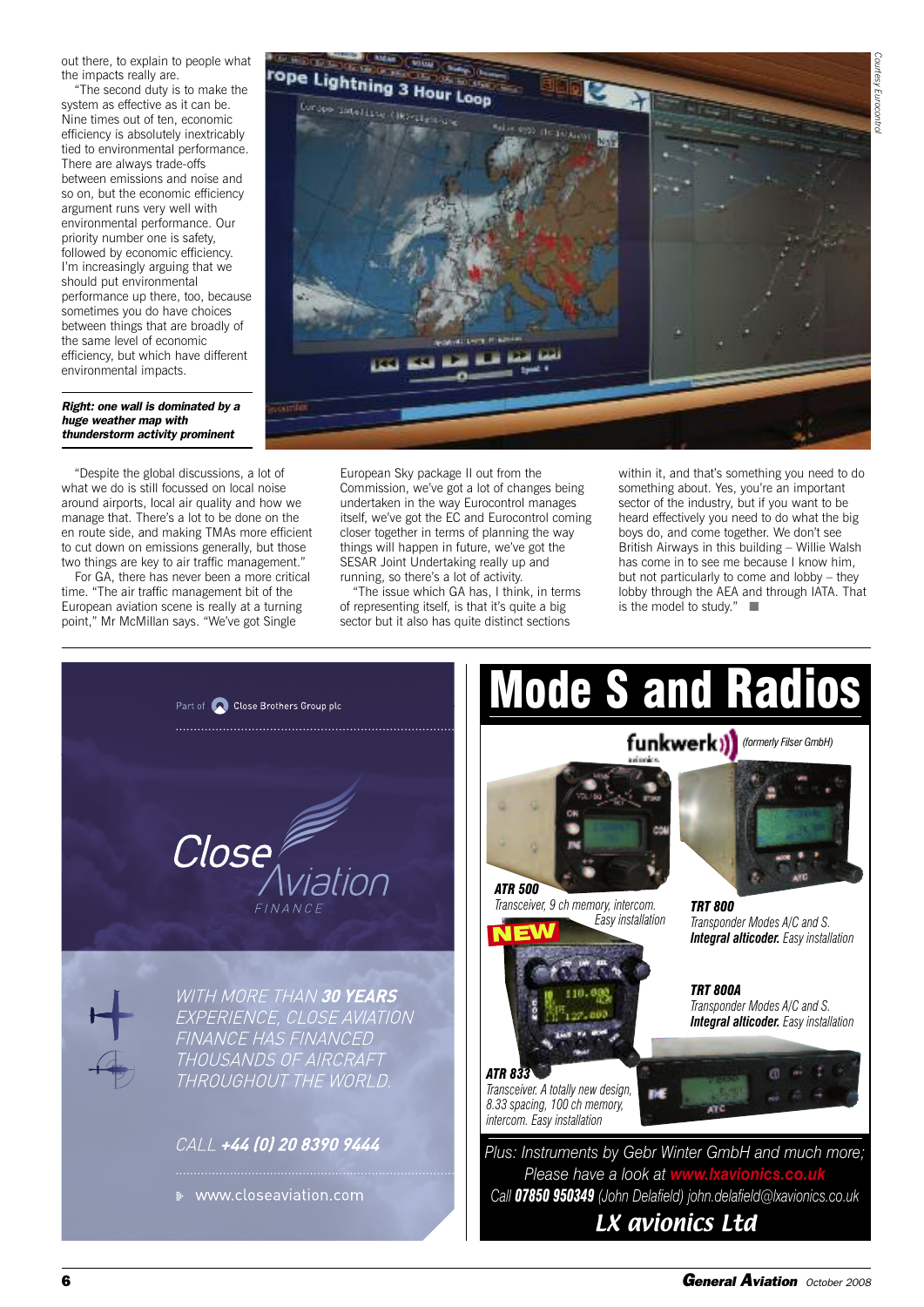out there, to explain to people what the impacts really are.

"The second duty is to make the system as effective as it can be. Nine times out of ten, economic efficiency is absolutely inextricably tied to environmental performance. There are always trade-offs between emissions and noise and so on, but the economic efficiency argument runs very well with environmental performance. Our priority number one is safety, followed by economic efficiency. I'm increasingly arguing that we should put environmental performance up there, too, because sometimes you do have choices between things that are broadly of the same level of economic efficiency, but which have different environmental impacts.

***Right: one wall is dominated by a huge weather map with thunderstorm activity prominent***

"Despite the global discussions, a lot of what we do is still focussed on local noise around airports, local air quality and how we manage that. There's a lot to be done on the en route side, and making TMAs more efficient to cut down on emissions generally, but those two things are key to air traffic management."

For GA, there has never been a more critical time. "The air traffic management bit of the European aviation scene is really at a turning point," Mr McMillan says. "We've got Single European Sky package II out from the Commission, we've got a lot of changes being undertaken in the way Eurocontrol manages itself, we've got the EC and Eurocontrol coming closer together in terms of planning the way things will happen in future, we've got the SESAR Joint Undertaking really up and running, so there's a lot of activity.

"The issue which GA has, I think, in terms of representing itself, is that it's quite a big sector but it also has quite distinct sections within it, and that's something you need to do something about. Yes, you're an important sector of the industry, but if you want to be heard effectively you need to do what the big boys do, and come together. We don't see British Airways in this building – Willie Walsh has come in to see me because I know him, but not particularly to come and lobby – they lobby through the AEA and through IATA. That is the model to study." ■

---

Part of Close Brothers Group plc

Close Aviation FINANCE

WITH MORE THAN **30 YEARS** EXPERIENCE, CLOSE AVIATION FINANCE HAS FINANCED THOUSANDS OF AIRCRAFT THROUGHOUT THE WORLD.

CALL **+44 (0) 20 8390 9444**

www.closeaviation.com

---

# Mode S and Radios

funkwerk (formerly Filser GmbH)

***ATR 500***
*Transceiver, 9 ch memory, intercom. Easy installation*

***TRT 800***
*Transponder Modes A/C and S.* ***Integral alticoder.*** *Easy installation*

NEW

***TRT 800A***
*Transponder Modes A/C and S.* ***Integral alticoder.*** *Easy installation*

***ATR 833***
*Transceiver. A totally new design, 8.33 spacing, 100 ch memory, intercom. Easy installation*

*Plus: Instruments by Gebr Winter GmbH and much more; Please have a look at* ***www.lxavionics.co.uk***
*Call* ***07850 950349*** *(John Delafield) john.delafield@lxavionics.co.uk*

***LX avionics Ltd***